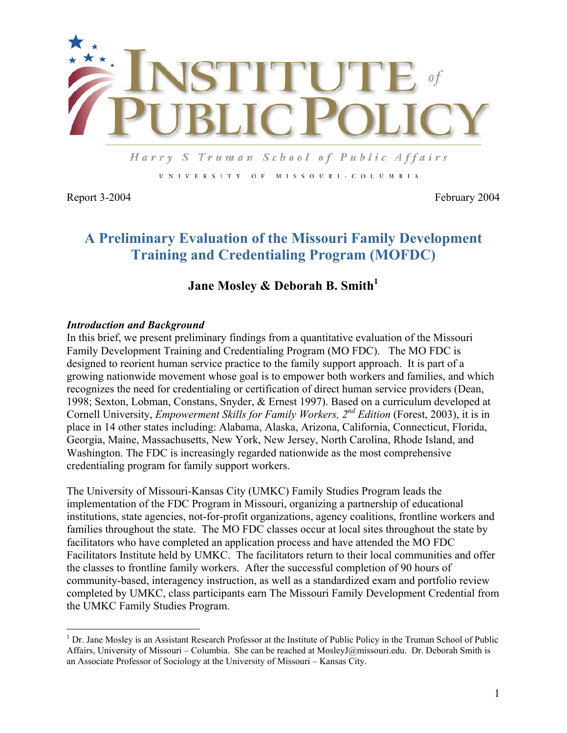# INSTITUTE of PUBLIC POLICY

Harry S Truman School of Public Affairs

UNIVERSITY OF MISSOURI-COLUMBIA

Report 3-2004 February 2004

## A Preliminary Evaluation of the Missouri Family Development Training and Credentialing Program (MOFDC)

### Jane Mosley & Deborah B. Smith[1]

***Introduction and Background***

In this brief, we present preliminary findings from a quantitative evaluation of the Missouri Family Development Training and Credentialing Program (MO FDC). The MO FDC is designed to reorient human service practice to the family support approach. It is part of a growing nationwide movement whose goal is to empower both workers and families, and which recognizes the need for credentialing or certification of direct human service providers (Dean, 1998; Sexton, Lobman, Constans, Snyder, & Ernest 1997). Based on a curriculum developed at Cornell University, *Empowerment Skills for Family Workers, 2nd Edition* (Forest, 2003), it is in place in 14 other states including: Alabama, Alaska, Arizona, California, Connecticut, Florida, Georgia, Maine, Massachusetts, New York, New Jersey, North Carolina, Rhode Island, and Washington. The FDC is increasingly regarded nationwide as the most comprehensive credentialing program for family support workers.

The University of Missouri-Kansas City (UMKC) Family Studies Program leads the implementation of the FDC Program in Missouri, organizing a partnership of educational institutions, state agencies, not-for-profit organizations, agency coalitions, frontline workers and families throughout the state. The MO FDC classes occur at local sites throughout the state by facilitators who have completed an application process and have attended the MO FDC Facilitators Institute held by UMKC. The facilitators return to their local communities and offer the classes to frontline family workers. After the successful completion of 90 hours of community-based, interagency instruction, as well as a standardized exam and portfolio review completed by UMKC, class participants earn The Missouri Family Development Credential from the UMKC Family Studies Program.

---

[1] Dr. Jane Mosley is an Assistant Research Professor at the Institute of Public Policy in the Truman School of Public Affairs, University of Missouri – Columbia. She can be reached at MosleyJ@missouri.edu. Dr. Deborah Smith is an Associate Professor of Sociology at the University of Missouri – Kansas City.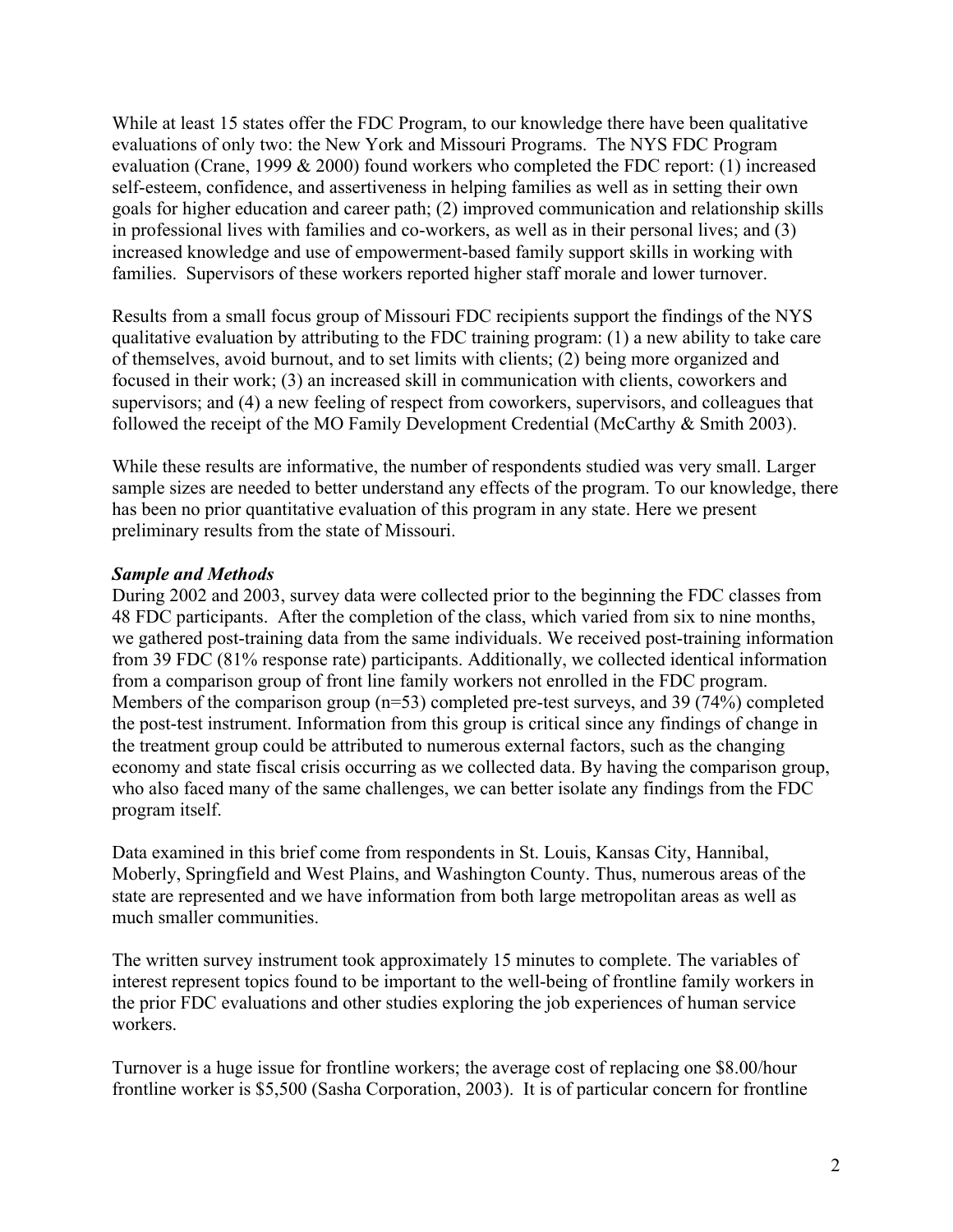While at least 15 states offer the FDC Program, to our knowledge there have been qualitative evaluations of only two: the New York and Missouri Programs. The NYS FDC Program evaluation (Crane, 1999 & 2000) found workers who completed the FDC report: (1) increased self-esteem, confidence, and assertiveness in helping families as well as in setting their own goals for higher education and career path; (2) improved communication and relationship skills in professional lives with families and co-workers, as well as in their personal lives; and (3) increased knowledge and use of empowerment-based family support skills in working with families. Supervisors of these workers reported higher staff morale and lower turnover.

Results from a small focus group of Missouri FDC recipients support the findings of the NYS qualitative evaluation by attributing to the FDC training program: (1) a new ability to take care of themselves, avoid burnout, and to set limits with clients; (2) being more organized and focused in their work; (3) an increased skill in communication with clients, coworkers and supervisors; and (4) a new feeling of respect from coworkers, supervisors, and colleagues that followed the receipt of the MO Family Development Credential (McCarthy & Smith 2003).

While these results are informative, the number of respondents studied was very small. Larger sample sizes are needed to better understand any effects of the program. To our knowledge, there has been no prior quantitative evaluation of this program in any state. Here we present preliminary results from the state of Missouri.

***Sample and Methods***

During 2002 and 2003, survey data were collected prior to the beginning the FDC classes from 48 FDC participants. After the completion of the class, which varied from six to nine months, we gathered post-training data from the same individuals. We received post-training information from 39 FDC (81% response rate) participants. Additionally, we collected identical information from a comparison group of front line family workers not enrolled in the FDC program. Members of the comparison group (n=53) completed pre-test surveys, and 39 (74%) completed the post-test instrument. Information from this group is critical since any findings of change in the treatment group could be attributed to numerous external factors, such as the changing economy and state fiscal crisis occurring as we collected data. By having the comparison group, who also faced many of the same challenges, we can better isolate any findings from the FDC program itself.

Data examined in this brief come from respondents in St. Louis, Kansas City, Hannibal, Moberly, Springfield and West Plains, and Washington County. Thus, numerous areas of the state are represented and we have information from both large metropolitan areas as well as much smaller communities.

The written survey instrument took approximately 15 minutes to complete. The variables of interest represent topics found to be important to the well-being of frontline family workers in the prior FDC evaluations and other studies exploring the job experiences of human service workers.

Turnover is a huge issue for frontline workers; the average cost of replacing one $8.00/hour frontline worker is $5,500 (Sasha Corporation, 2003). It is of particular concern for frontline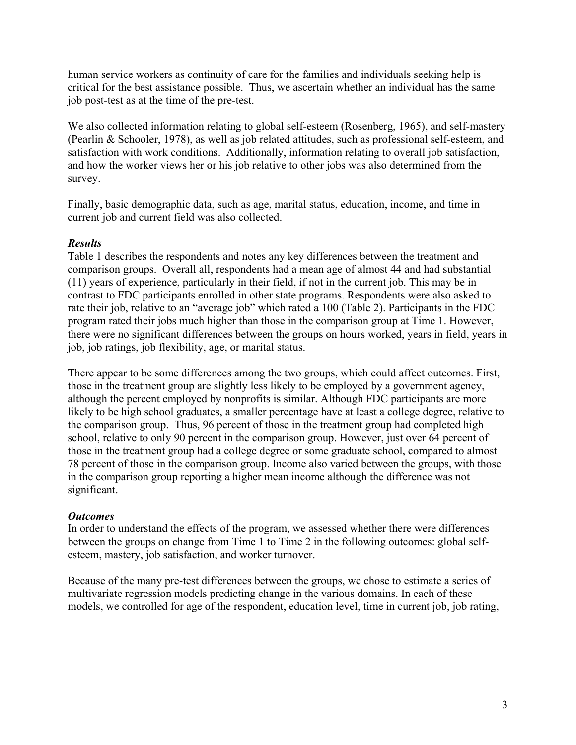human service workers as continuity of care for the families and individuals seeking help is critical for the best assistance possible. Thus, we ascertain whether an individual has the same job post-test as at the time of the pre-test.

We also collected information relating to global self-esteem (Rosenberg, 1965), and self-mastery (Pearlin & Schooler, 1978), as well as job related attitudes, such as professional self-esteem, and satisfaction with work conditions. Additionally, information relating to overall job satisfaction, and how the worker views her or his job relative to other jobs was also determined from the survey.

Finally, basic demographic data, such as age, marital status, education, income, and time in current job and current field was also collected.

### *Results*

Table 1 describes the respondents and notes any key differences between the treatment and comparison groups. Overall all, respondents had a mean age of almost 44 and had substantial (11) years of experience, particularly in their field, if not in the current job. This may be in contrast to FDC participants enrolled in other state programs. Respondents were also asked to rate their job, relative to an "average job" which rated a 100 (Table 2). Participants in the FDC program rated their jobs much higher than those in the comparison group at Time 1. However, there were no significant differences between the groups on hours worked, years in field, years in job, job ratings, job flexibility, age, or marital status.

There appear to be some differences among the two groups, which could affect outcomes. First, those in the treatment group are slightly less likely to be employed by a government agency, although the percent employed by nonprofits is similar. Although FDC participants are more likely to be high school graduates, a smaller percentage have at least a college degree, relative to the comparison group. Thus, 96 percent of those in the treatment group had completed high school, relative to only 90 percent in the comparison group. However, just over 64 percent of those in the treatment group had a college degree or some graduate school, compared to almost 78 percent of those in the comparison group. Income also varied between the groups, with those in the comparison group reporting a higher mean income although the difference was not significant.

### *Outcomes*

In order to understand the effects of the program, we assessed whether there were differences between the groups on change from Time 1 to Time 2 in the following outcomes: global self-esteem, mastery, job satisfaction, and worker turnover.

Because of the many pre-test differences between the groups, we chose to estimate a series of multivariate regression models predicting change in the various domains. In each of these models, we controlled for age of the respondent, education level, time in current job, job rating,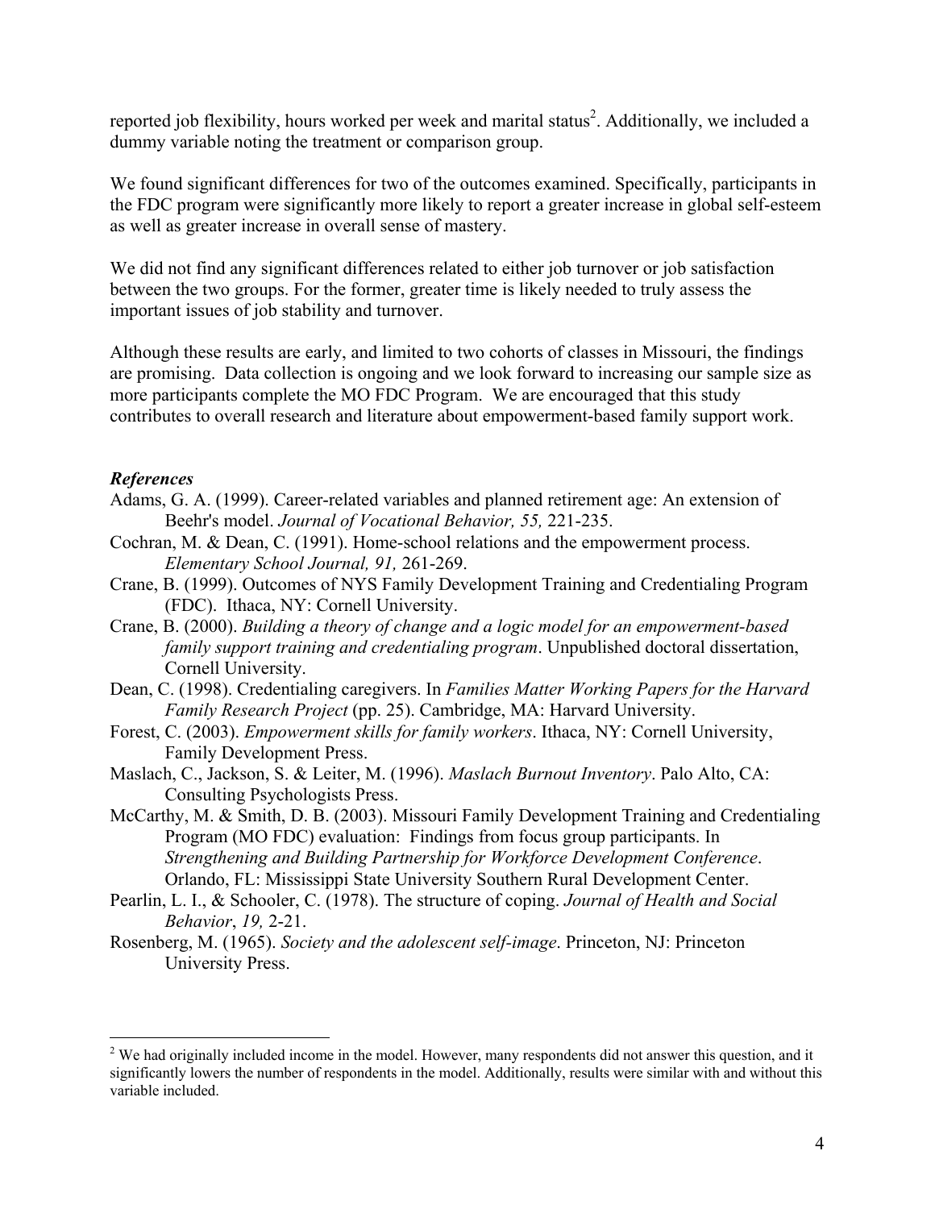reported job flexibility, hours worked per week and marital status[2]. Additionally, we included a dummy variable noting the treatment or comparison group.

We found significant differences for two of the outcomes examined. Specifically, participants in the FDC program were significantly more likely to report a greater increase in global self-esteem as well as greater increase in overall sense of mastery.

We did not find any significant differences related to either job turnover or job satisfaction between the two groups. For the former, greater time is likely needed to truly assess the important issues of job stability and turnover.

Although these results are early, and limited to two cohorts of classes in Missouri, the findings are promising. Data collection is ongoing and we look forward to increasing our sample size as more participants complete the MO FDC Program. We are encouraged that this study contributes to overall research and literature about empowerment-based family support work.

### *References*

Adams, G. A. (1999). Career-related variables and planned retirement age: An extension of Beehr's model. *Journal of Vocational Behavior, 55,* 221-235.

Cochran, M. & Dean, C. (1991). Home-school relations and the empowerment process. *Elementary School Journal, 91,* 261-269.

Crane, B. (1999). Outcomes of NYS Family Development Training and Credentialing Program (FDC). Ithaca, NY: Cornell University.

Crane, B. (2000). *Building a theory of change and a logic model for an empowerment-based family support training and credentialing program*. Unpublished doctoral dissertation, Cornell University.

Dean, C. (1998). Credentialing caregivers. In *Families Matter Working Papers for the Harvard Family Research Project* (pp. 25). Cambridge, MA: Harvard University.

Forest, C. (2003). *Empowerment skills for family workers*. Ithaca, NY: Cornell University, Family Development Press.

Maslach, C., Jackson, S. & Leiter, M. (1996). *Maslach Burnout Inventory*. Palo Alto, CA: Consulting Psychologists Press.

McCarthy, M. & Smith, D. B. (2003). Missouri Family Development Training and Credentialing Program (MO FDC) evaluation: Findings from focus group participants. In *Strengthening and Building Partnership for Workforce Development Conference*. Orlando, FL: Mississippi State University Southern Rural Development Center.

Pearlin, L. I., & Schooler, C. (1978). The structure of coping. *Journal of Health and Social Behavior*, *19,* 2-21.

Rosenberg, M. (1965). *Society and the adolescent self-image*. Princeton, NJ: Princeton University Press.

---

[2] We had originally included income in the model. However, many respondents did not answer this question, and it significantly lowers the number of respondents in the model. Additionally, results were similar with and without this variable included.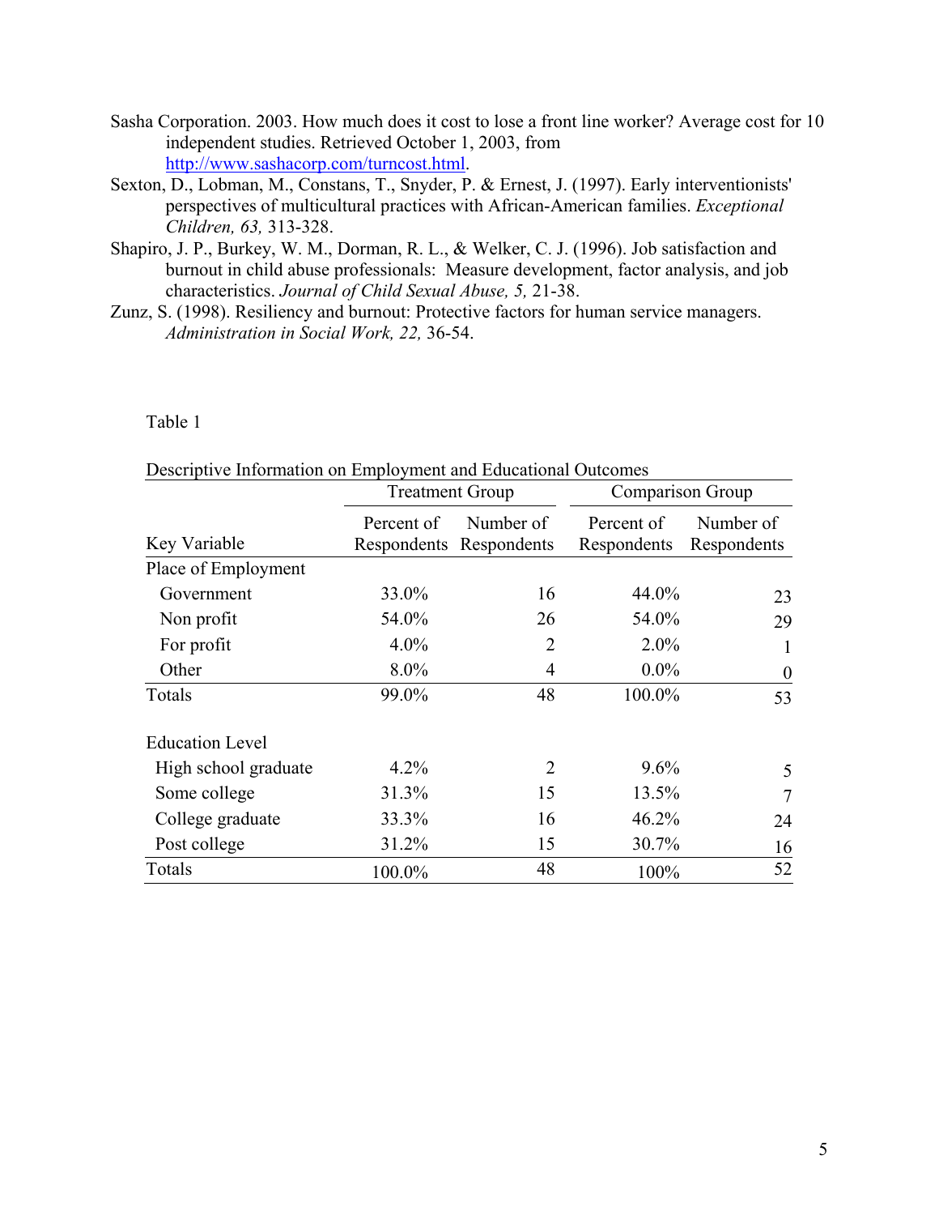Sasha Corporation. 2003. How much does it cost to lose a front line worker? Average cost for 10 independent studies. Retrieved October 1, 2003, from http://www.sashacorp.com/turncost.html.

Sexton, D., Lobman, M., Constans, T., Snyder, P. & Ernest, J. (1997). Early interventionists' perspectives of multicultural practices with African-American families. *Exceptional Children, 63,* 313-328.

Shapiro, J. P., Burkey, W. M., Dorman, R. L., & Welker, C. J. (1996). Job satisfaction and burnout in child abuse professionals: Measure development, factor analysis, and job characteristics. *Journal of Child Sexual Abuse, 5,* 21-38.

Zunz, S. (1998). Resiliency and burnout: Protective factors for human service managers. *Administration in Social Work, 22,* 36-54.

Table 1

Descriptive Information on Employment and Educational Outcomes

| | Treatment Group | | Comparison Group | |
|---|---|---|---|---|
| Key Variable | Percent of Respondents | Number of Respondents | Percent of Respondents | Number of Respondents |
| Place of Employment | | | | |
| Government | 33.0% | 16 | 44.0% | 23 |
| Non profit | 54.0% | 26 | 54.0% | 29 |
| For profit | 4.0% | 2 | 2.0% | 1 |
| Other | 8.0% | 4 | 0.0% | 0 |
| Totals | 99.0% | 48 | 100.0% | 53 |
| | | | | |
| Education Level | | | | |
| High school graduate | 4.2% | 2 | 9.6% | 5 |
| Some college | 31.3% | 15 | 13.5% | 7 |
| College graduate | 33.3% | 16 | 46.2% | 24 |
| Post college | 31.2% | 15 | 30.7% | 16 |
| Totals | 100.0% | 48 | 100% | 52 |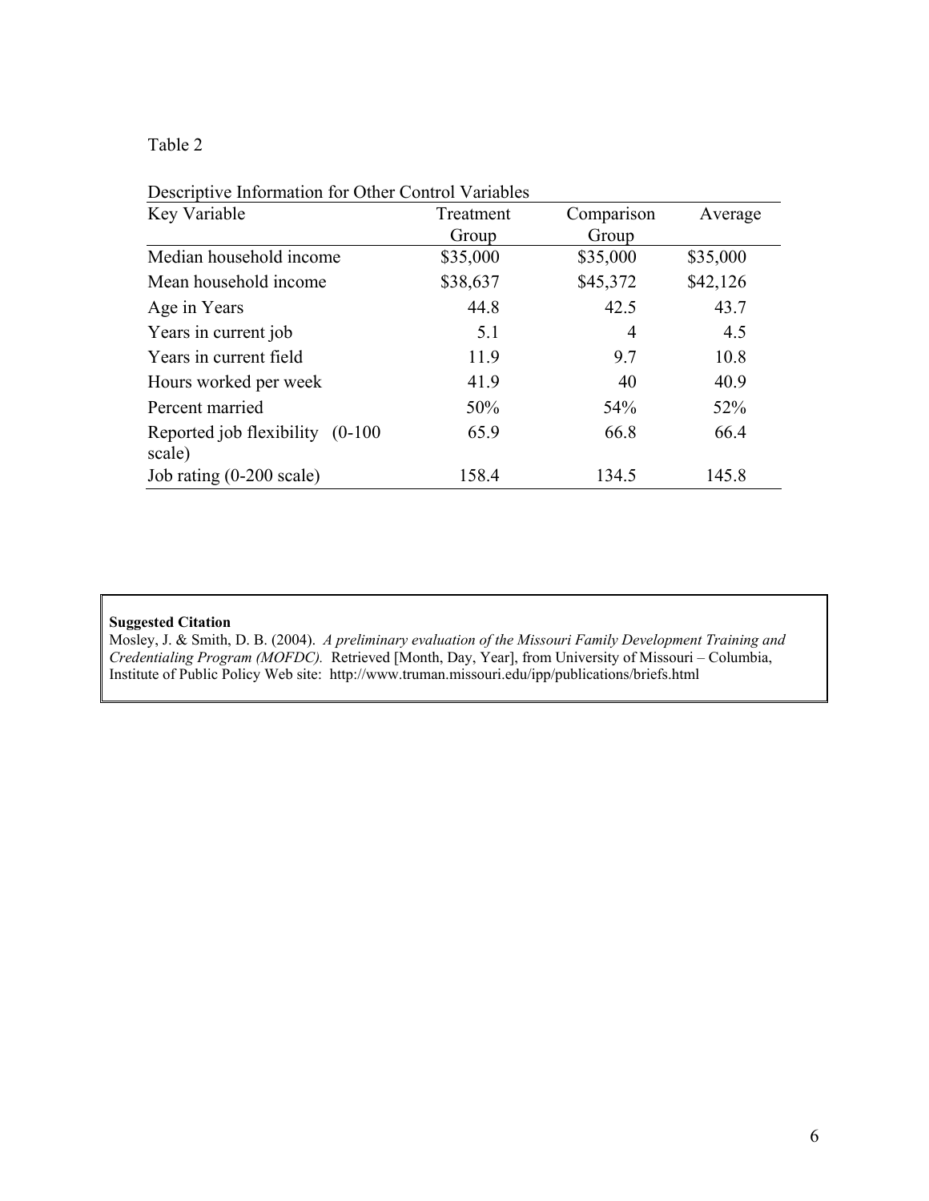Table 2

Descriptive Information for Other Control Variables

| Key Variable | Treatment Group | Comparison Group | Average |
| --- | --- | --- | --- |
| Median household income | $35,000 | $35,000 | $35,000 |
| Mean household income | $38,637 | $45,372 | $42,126 |
| Age in Years | 44.8 | 42.5 | 43.7 |
| Years in current job | 5.1 | 4 | 4.5 |
| Years in current field | 11.9 | 9.7 | 10.8 |
| Hours worked per week | 41.9 | 40 | 40.9 |
| Percent married | 50% | 54% | 52% |
| Reported job flexibility (0-100 scale) | 65.9 | 66.8 | 66.4 |
| Job rating (0-200 scale) | 158.4 | 134.5 | 145.8 |

**Suggested Citation**
Mosley, J. & Smith, D. B. (2004). *A preliminary evaluation of the Missouri Family Development Training and Credentialing Program (MOFDC).* Retrieved [Month, Day, Year], from University of Missouri – Columbia, Institute of Public Policy Web site: http://www.truman.missouri.edu/ipp/publications/briefs.html